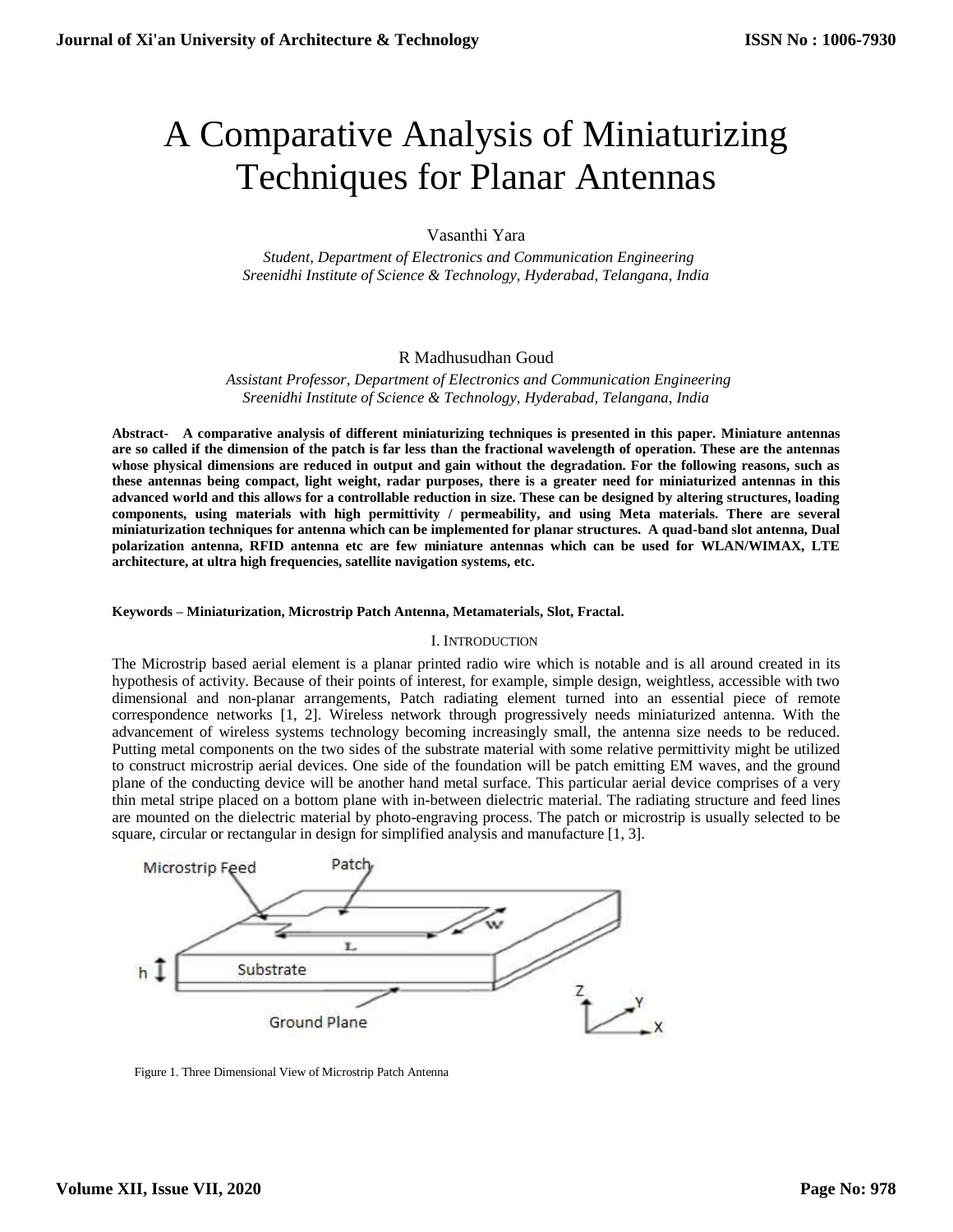# A Comparative Analysis of Miniaturizing Techniques for Planar Antennas

Vasanthi Yara

*Student, Department of Electronics and Communication Engineering*
*Sreenidhi Institute of Science & Technology, Hyderabad, Telangana, India*

R Madhusudhan Goud

*Assistant Professor, Department of Electronics and Communication Engineering*
*Sreenidhi Institute of Science & Technology, Hyderabad, Telangana, India*

**Abstract- A comparative analysis of different miniaturizing techniques is presented in this paper. Miniature antennas are so called if the dimension of the patch is far less than the fractional wavelength of operation. These are the antennas whose physical dimensions are reduced in output and gain without the degradation. For the following reasons, such as these antennas being compact, light weight, radar purposes, there is a greater need for miniaturized antennas in this advanced world and this allows for a controllable reduction in size. These can be designed by altering structures, loading components, using materials with high permittivity / permeability, and using Meta materials. There are several miniaturization techniques for antenna which can be implemented for planar structures. A quad-band slot antenna, Dual polarization antenna, RFID antenna etc are few miniature antennas which can be used for WLAN/WIMAX, LTE architecture, at ultra high frequencies, satellite navigation systems, etc.**

**Keywords – Miniaturization, Microstrip Patch Antenna, Metamaterials, Slot, Fractal.**

## I. INTRODUCTION

The Microstrip based aerial element is a planar printed radio wire which is notable and is all around created in its hypothesis of activity. Because of their points of interest, for example, simple design, weightless, accessible with two dimensional and non-planar arrangements, Patch radiating element turned into an essential piece of remote correspondence networks [1, 2]. Wireless network through progressively needs miniaturized antenna. With the advancement of wireless systems technology becoming increasingly small, the antenna size needs to be reduced. Putting metal components on the two sides of the substrate material with some relative permittivity might be utilized to construct microstrip aerial devices. One side of the foundation will be patch emitting EM waves, and the ground plane of the conducting device will be another hand metal surface. This particular aerial device comprises of a very thin metal stripe placed on a bottom plane with in-between dielectric material. The radiating structure and feed lines are mounted on the dielectric material by photo-engraving process. The patch or microstrip is usually selected to be square, circular or rectangular in design for simplified analysis and manufacture [1, 3].

Figure 1. Three Dimensional View of Microstrip Patch Antenna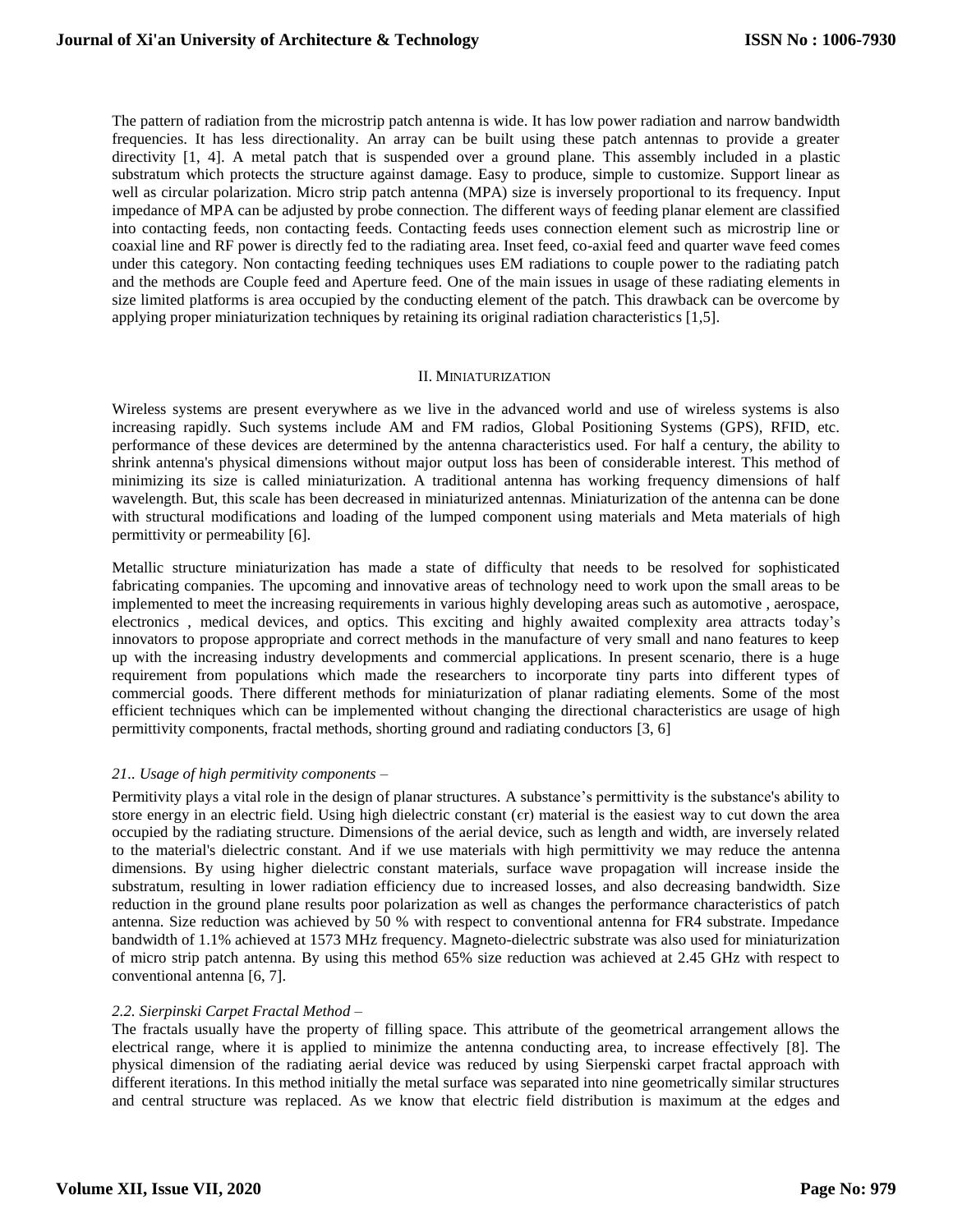The pattern of radiation from the microstrip patch antenna is wide. It has low power radiation and narrow bandwidth frequencies. It has less directionality. An array can be built using these patch antennas to provide a greater directivity [1, 4]. A metal patch that is suspended over a ground plane. This assembly included in a plastic substratum which protects the structure against damage. Easy to produce, simple to customize. Support linear as well as circular polarization. Micro strip patch antenna (MPA) size is inversely proportional to its frequency. Input impedance of MPA can be adjusted by probe connection. The different ways of feeding planar element are classified into contacting feeds, non contacting feeds. Contacting feeds uses connection element such as microstrip line or coaxial line and RF power is directly fed to the radiating area. Inset feed, co-axial feed and quarter wave feed comes under this category. Non contacting feeding techniques uses EM radiations to couple power to the radiating patch and the methods are Couple feed and Aperture feed. One of the main issues in usage of these radiating elements in size limited platforms is area occupied by the conducting element of the patch. This drawback can be overcome by applying proper miniaturization techniques by retaining its original radiation characteristics [1,5].

## II. Miniaturization

Wireless systems are present everywhere as we live in the advanced world and use of wireless systems is also increasing rapidly. Such systems include AM and FM radios, Global Positioning Systems (GPS), RFID, etc. performance of these devices are determined by the antenna characteristics used. For half a century, the ability to shrink antenna's physical dimensions without major output loss has been of considerable interest. This method of minimizing its size is called miniaturization. A traditional antenna has working frequency dimensions of half wavelength. But, this scale has been decreased in miniaturized antennas. Miniaturization of the antenna can be done with structural modifications and loading of the lumped component using materials and Meta materials of high permittivity or permeability [6].

Metallic structure miniaturization has made a state of difficulty that needs to be resolved for sophisticated fabricating companies. The upcoming and innovative areas of technology need to work upon the small areas to be implemented to meet the increasing requirements in various highly developing areas such as automotive , aerospace, electronics , medical devices, and optics. This exciting and highly awaited complexity area attracts today's innovators to propose appropriate and correct methods in the manufacture of very small and nano features to keep up with the increasing industry developments and commercial applications. In present scenario, there is a huge requirement from populations which made the researchers to incorporate tiny parts into different types of commercial goods. There different methods for miniaturization of planar radiating elements. Some of the most efficient techniques which can be implemented without changing the directional characteristics are usage of high permittivity components, fractal methods, shorting ground and radiating conductors [3, 6]

### *21.. Usage of high permitivity components –*

Permitivity plays a vital role in the design of planar structures. A substance's permittivity is the substance's ability to store energy in an electric field. Using high dielectric constant ($\epsilon r$) material is the easiest way to cut down the area occupied by the radiating structure. Dimensions of the aerial device, such as length and width, are inversely related to the material's dielectric constant. And if we use materials with high permittivity we may reduce the antenna dimensions. By using higher dielectric constant materials, surface wave propagation will increase inside the substratum, resulting in lower radiation efficiency due to increased losses, and also decreasing bandwidth. Size reduction in the ground plane results poor polarization as well as changes the performance characteristics of patch antenna. Size reduction was achieved by 50 % with respect to conventional antenna for FR4 substrate. Impedance bandwidth of 1.1% achieved at 1573 MHz frequency. Magneto-dielectric substrate was also used for miniaturization of micro strip patch antenna. By using this method 65% size reduction was achieved at 2.45 GHz with respect to conventional antenna [6, 7].

### *2.2. Sierpinski Carpet Fractal Method –*

The fractals usually have the property of filling space. This attribute of the geometrical arrangement allows the electrical range, where it is applied to minimize the antenna conducting area, to increase effectively [8]. The physical dimension of the radiating aerial device was reduced by using Sierpenski carpet fractal approach with different iterations. In this method initially the metal surface was separated into nine geometrically similar structures and central structure was replaced. As we know that electric field distribution is maximum at the edges and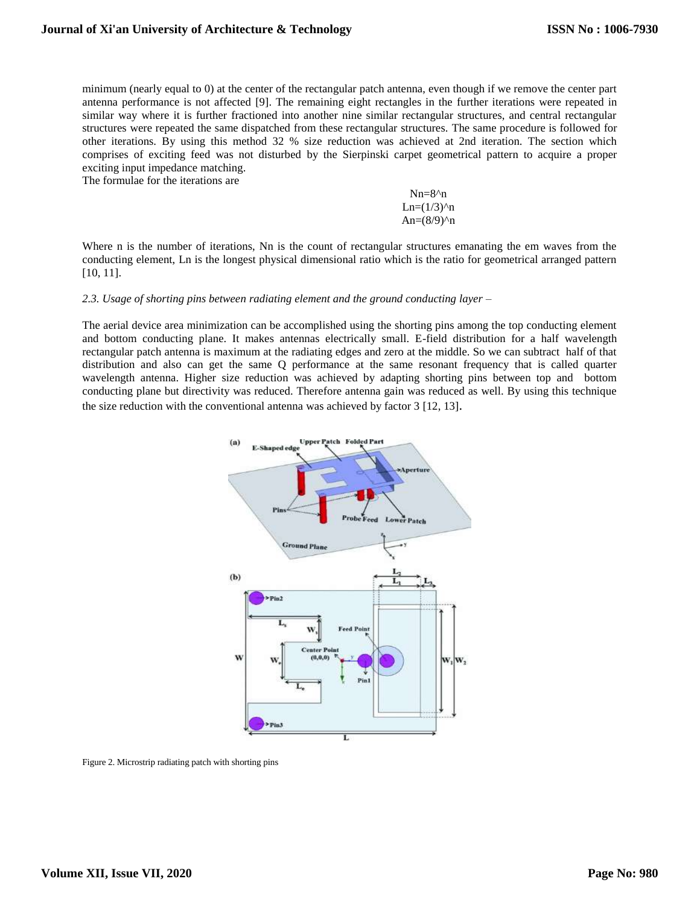minimum (nearly equal to 0) at the center of the rectangular patch antenna, even though if we remove the center part antenna performance is not affected [9]. The remaining eight rectangles in the further iterations were repeated in similar way where it is further fractioned into another nine similar rectangular structures, and central rectangular structures were repeated the same dispatched from these rectangular structures. The same procedure is followed for other iterations. By using this method 32 % size reduction was achieved at 2nd iteration. The section which comprises of exciting feed was not disturbed by the Sierpinski carpet geometrical pattern to acquire a proper exciting input impedance matching.

The formulae for the iterations are

$$N_n = 8^n$$
$$L_n = (1/3)^n$$
$$A_n = (8/9)^n$$

Where n is the number of iterations, Nn is the count of rectangular structures emanating the em waves from the conducting element, Ln is the longest physical dimensional ratio which is the ratio for geometrical arranged pattern [10, 11].

### *2.3. Usage of shorting pins between radiating element and the ground conducting layer –*

The aerial device area minimization can be accomplished using the shorting pins among the top conducting element and bottom conducting plane. It makes antennas electrically small. E-field distribution for a half wavelength rectangular patch antenna is maximum at the radiating edges and zero at the middle. So we can subtract half of that distribution and also can get the same Q performance at the same resonant frequency that is called quarter wavelength antenna. Higher size reduction was achieved by adapting shorting pins between top and bottom conducting plane but directivity was reduced. Therefore antenna gain was reduced as well. By using this technique the size reduction with the conventional antenna was achieved by factor 3 [12, 13].

Figure 2. Microstrip radiating patch with shorting pins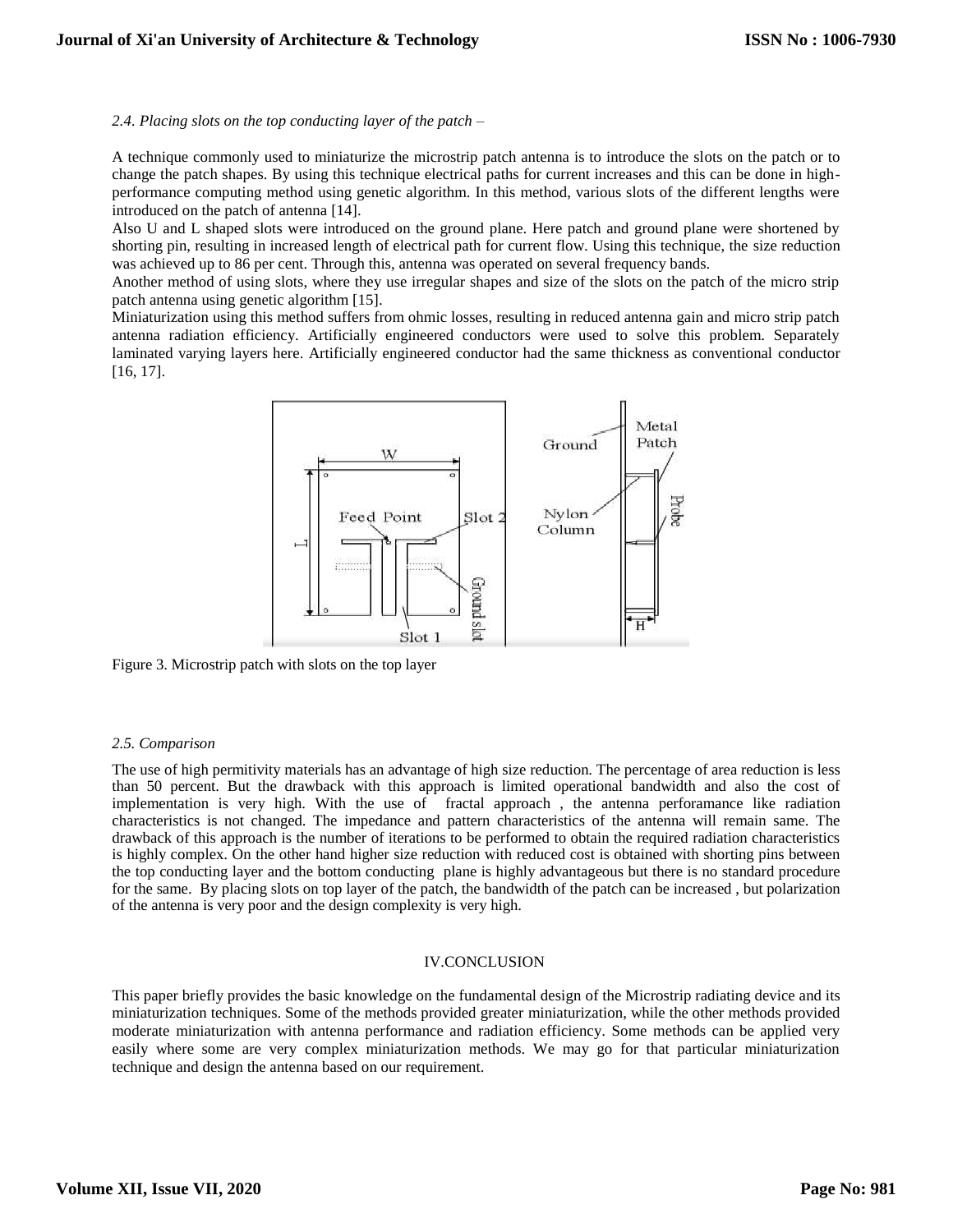*2.4. Placing slots on the top conducting layer of the patch –*

A technique commonly used to miniaturize the microstrip patch antenna is to introduce the slots on the patch or to change the patch shapes. By using this technique electrical paths for current increases and this can be done in high-performance computing method using genetic algorithm. In this method, various slots of the different lengths were introduced on the patch of antenna [14].

Also U and L shaped slots were introduced on the ground plane. Here patch and ground plane were shortened by shorting pin, resulting in increased length of electrical path for current flow. Using this technique, the size reduction was achieved up to 86 per cent. Through this, antenna was operated on several frequency bands.

Another method of using slots, where they use irregular shapes and size of the slots on the patch of the micro strip patch antenna using genetic algorithm [15].

Miniaturization using this method suffers from ohmic losses, resulting in reduced antenna gain and micro strip patch antenna radiation efficiency. Artificially engineered conductors were used to solve this problem. Separately laminated varying layers here. Artificially engineered conductor had the same thickness as conventional conductor [16, 17].

Figure 3. Microstrip patch with slots on the top layer

*2.5. Comparison*

The use of high permitivity materials has an advantage of high size reduction. The percentage of area reduction is less than 50 percent. But the drawback with this approach is limited operational bandwidth and also the cost of implementation is very high. With the use of fractal approach , the antenna perforamance like radiation characteristics is not changed. The impedance and pattern characteristics of the antenna will remain same. The drawback of this approach is the number of iterations to be performed to obtain the required radiation characteristics is highly complex. On the other hand higher size reduction with reduced cost is obtained with shorting pins between the top conducting layer and the bottom conducting plane is highly advantageous but there is no standard procedure for the same. By placing slots on top layer of the patch, the bandwidth of the patch can be increased , but polarization of the antenna is very poor and the design complexity is very high.

## IV.CONCLUSION

This paper briefly provides the basic knowledge on the fundamental design of the Microstrip radiating device and its miniaturization techniques. Some of the methods provided greater miniaturization, while the other methods provided moderate miniaturization with antenna performance and radiation efficiency. Some methods can be applied very easily where some are very complex miniaturization methods. We may go for that particular miniaturization technique and design the antenna based on our requirement.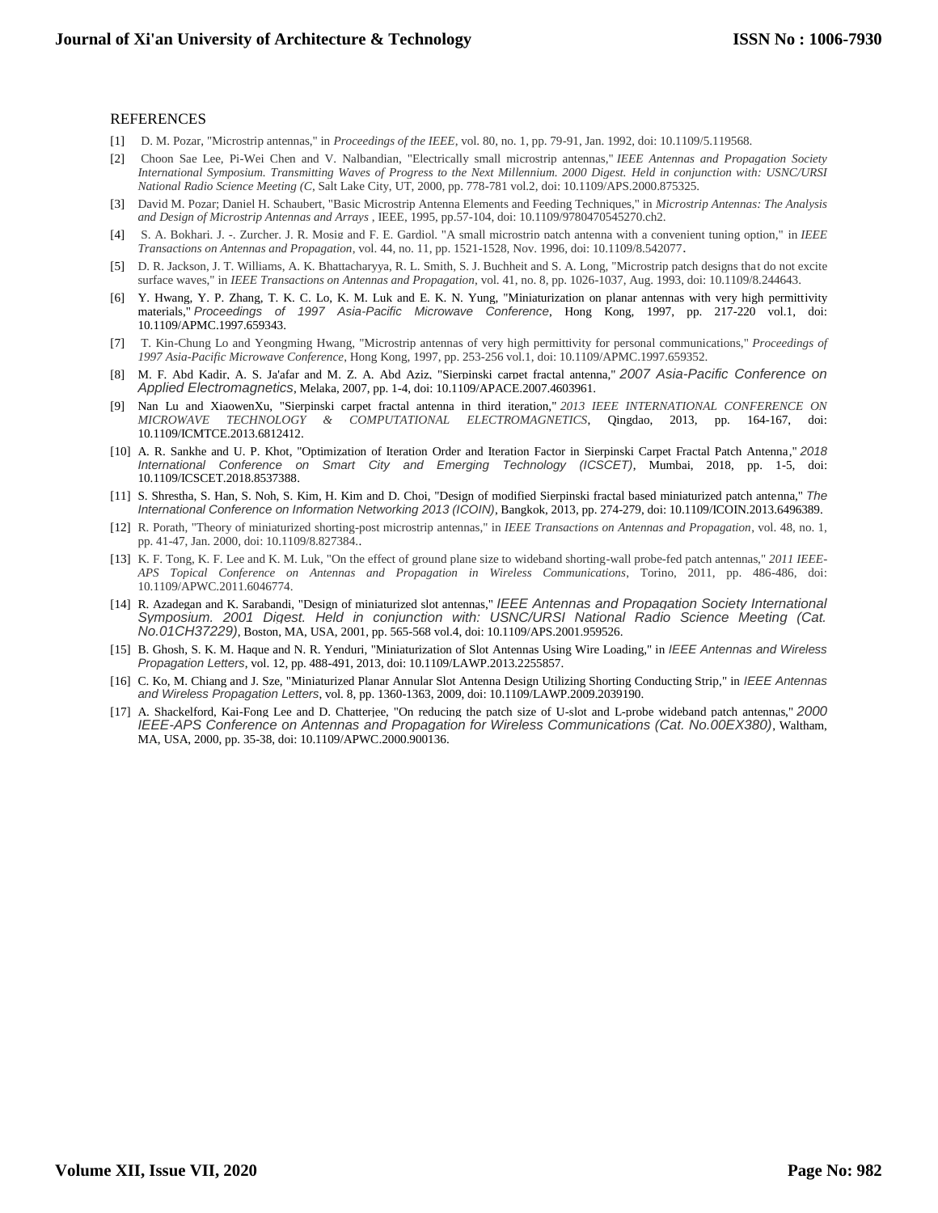REFERENCES

[1] D. M. Pozar, "Microstrip antennas," in *Proceedings of the IEEE*, vol. 80, no. 1, pp. 79-91, Jan. 1992, doi: 10.1109/5.119568.

[2] Choon Sae Lee, Pi-Wei Chen and V. Nalbandian, "Electrically small microstrip antennas," *IEEE Antennas and Propagation Society International Symposium. Transmitting Waves of Progress to the Next Millennium. 2000 Digest. Held in conjunction with: USNC/URSI National Radio Science Meeting (C*, Salt Lake City, UT, 2000, pp. 778-781 vol.2, doi: 10.1109/APS.2000.875325.

[3] David M. Pozar; Daniel H. Schaubert, "Basic Microstrip Antenna Elements and Feeding Techniques," in *Microstrip Antennas: The Analysis and Design of Microstrip Antennas and Arrays* , IEEE, 1995, pp.57-104, doi: 10.1109/9780470545270.ch2.

[4] S. A. Bokhari, J. -. Zurcher, J. R. Mosig and F. E. Gardiol, "A small microstrip patch antenna with a convenient tuning option," in *IEEE Transactions on Antennas and Propagation*, vol. 44, no. 11, pp. 1521-1528, Nov. 1996, doi: 10.1109/8.542077.

[5] D. R. Jackson, J. T. Williams, A. K. Bhattacharyya, R. L. Smith, S. J. Buchheit and S. A. Long, "Microstrip patch designs that do not excite surface waves," in *IEEE Transactions on Antennas and Propagation*, vol. 41, no. 8, pp. 1026-1037, Aug. 1993, doi: 10.1109/8.244643.

[6] Y. Hwang, Y. P. Zhang, T. K. C. Lo, K. M. Luk and E. K. N. Yung, "Miniaturization on planar antennas with very high permittivity materials," *Proceedings of 1997 Asia-Pacific Microwave Conference*, Hong Kong, 1997, pp. 217-220 vol.1, doi: 10.1109/APMC.1997.659343.

[7] T. Kin-Chung Lo and Yeongming Hwang, "Microstrip antennas of very high permittivity for personal communications," *Proceedings of 1997 Asia-Pacific Microwave Conference*, Hong Kong, 1997, pp. 253-256 vol.1, doi: 10.1109/APMC.1997.659352.

[8] M. F. Abd Kadir, A. S. Ja'afar and M. Z. A. Abd Aziz, "Sierpinski carpet fractal antenna," *2007 Asia-Pacific Conference on Applied Electromagnetics*, Melaka, 2007, pp. 1-4, doi: 10.1109/APACE.2007.4603961.

[9] Nan Lu and XiaowenXu, "Sierpinski carpet fractal antenna in third iteration," *2013 IEEE INTERNATIONAL CONFERENCE ON MICROWAVE TECHNOLOGY & COMPUTATIONAL ELECTROMAGNETICS*, Qingdao, 2013, pp. 164-167, doi: 10.1109/ICMTCE.2013.6812412.

[10] A. R. Sankhe and U. P. Khot, "Optimization of Iteration Order and Iteration Factor in Sierpinski Carpet Fractal Patch Antenna," *2018 International Conference on Smart City and Emerging Technology (ICSCET)*, Mumbai, 2018, pp. 1-5, doi: 10.1109/ICSCET.2018.8537388.

[11] S. Shrestha, S. Han, S. Noh, S. Kim, H. Kim and D. Choi, "Design of modified Sierpinski fractal based miniaturized patch antenna," *The International Conference on Information Networking 2013 (ICOIN)*, Bangkok, 2013, pp. 274-279, doi: 10.1109/ICOIN.2013.6496389.

[12] R. Porath, "Theory of miniaturized shorting-post microstrip antennas," in *IEEE Transactions on Antennas and Propagation*, vol. 48, no. 1, pp. 41-47, Jan. 2000, doi: 10.1109/8.827384..

[13] K. F. Tong, K. F. Lee and K. M. Luk, "On the effect of ground plane size to wideband shorting-wall probe-fed patch antennas," *2011 IEEE-APS Topical Conference on Antennas and Propagation in Wireless Communications*, Torino, 2011, pp. 486-486, doi: 10.1109/APWC.2011.6046774.

[14] R. Azadegan and K. Sarabandi, "Design of miniaturized slot antennas," *IEEE Antennas and Propagation Society International Symposium. 2001 Digest. Held in conjunction with: USNC/URSI National Radio Science Meeting (Cat. No.01CH37229)*, Boston, MA, USA, 2001, pp. 565-568 vol.4, doi: 10.1109/APS.2001.959526.

[15] B. Ghosh, S. K. M. Haque and N. R. Yenduri, "Miniaturization of Slot Antennas Using Wire Loading," in *IEEE Antennas and Wireless Propagation Letters*, vol. 12, pp. 488-491, 2013, doi: 10.1109/LAWP.2013.2255857.

[16] C. Ko, M. Chiang and J. Sze, "Miniaturized Planar Annular Slot Antenna Design Utilizing Shorting Conducting Strip," in *IEEE Antennas and Wireless Propagation Letters*, vol. 8, pp. 1360-1363, 2009, doi: 10.1109/LAWP.2009.2039190.

[17] A. Shackelford, Kai-Fong Lee and D. Chatterjee, "On reducing the patch size of U-slot and L-probe wideband patch antennas," *2000 IEEE-APS Conference on Antennas and Propagation for Wireless Communications (Cat. No.00EX380)*, Waltham, MA, USA, 2000, pp. 35-38, doi: 10.1109/APWC.2000.900136.